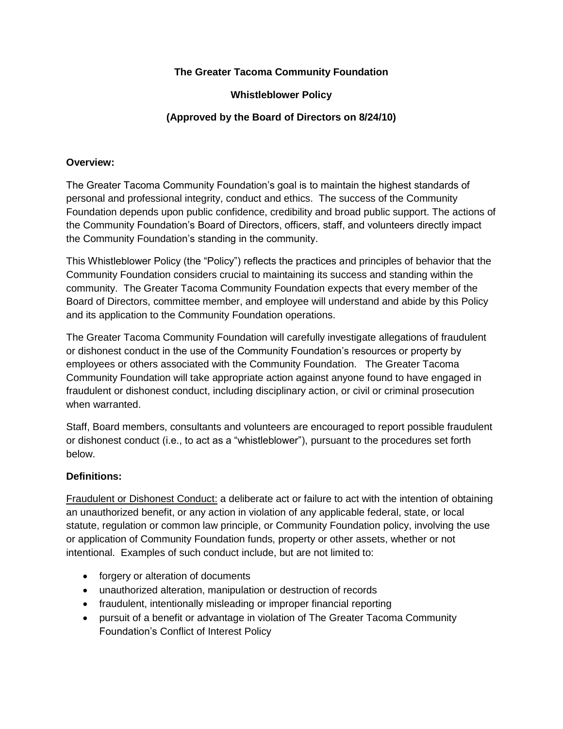# The Greater Tacoma Community Foundation

## Whistleblower Policy

### (Approved by the Board of Directors on 8/24/10)

**Overview:**

The Greater Tacoma Community Foundation's goal is to maintain the highest standards of personal and professional integrity, conduct and ethics. The success of the Community Foundation depends upon public confidence, credibility and broad public support. The actions of the Community Foundation's Board of Directors, officers, staff, and volunteers directly impact the Community Foundation's standing in the community.

This Whistleblower Policy (the "Policy") reflects the practices and principles of behavior that the Community Foundation considers crucial to maintaining its success and standing within the community. The Greater Tacoma Community Foundation expects that every member of the Board of Directors, committee member, and employee will understand and abide by this Policy and its application to the Community Foundation operations.

The Greater Tacoma Community Foundation will carefully investigate allegations of fraudulent or dishonest conduct in the use of the Community Foundation's resources or property by employees or others associated with the Community Foundation. The Greater Tacoma Community Foundation will take appropriate action against anyone found to have engaged in fraudulent or dishonest conduct, including disciplinary action, or civil or criminal prosecution when warranted.

Staff, Board members, consultants and volunteers are encouraged to report possible fraudulent or dishonest conduct (i.e., to act as a "whistleblower"), pursuant to the procedures set forth below.

**Definitions:**

<u>Fraudulent or Dishonest Conduct:</u> a deliberate act or failure to act with the intention of obtaining an unauthorized benefit, or any action in violation of any applicable federal, state, or local statute, regulation or common law principle, or Community Foundation policy, involving the use or application of Community Foundation funds, property or other assets, whether or not intentional. Examples of such conduct include, but are not limited to:

- forgery or alteration of documents
- unauthorized alteration, manipulation or destruction of records
- fraudulent, intentionally misleading or improper financial reporting
- pursuit of a benefit or advantage in violation of The Greater Tacoma Community Foundation's Conflict of Interest Policy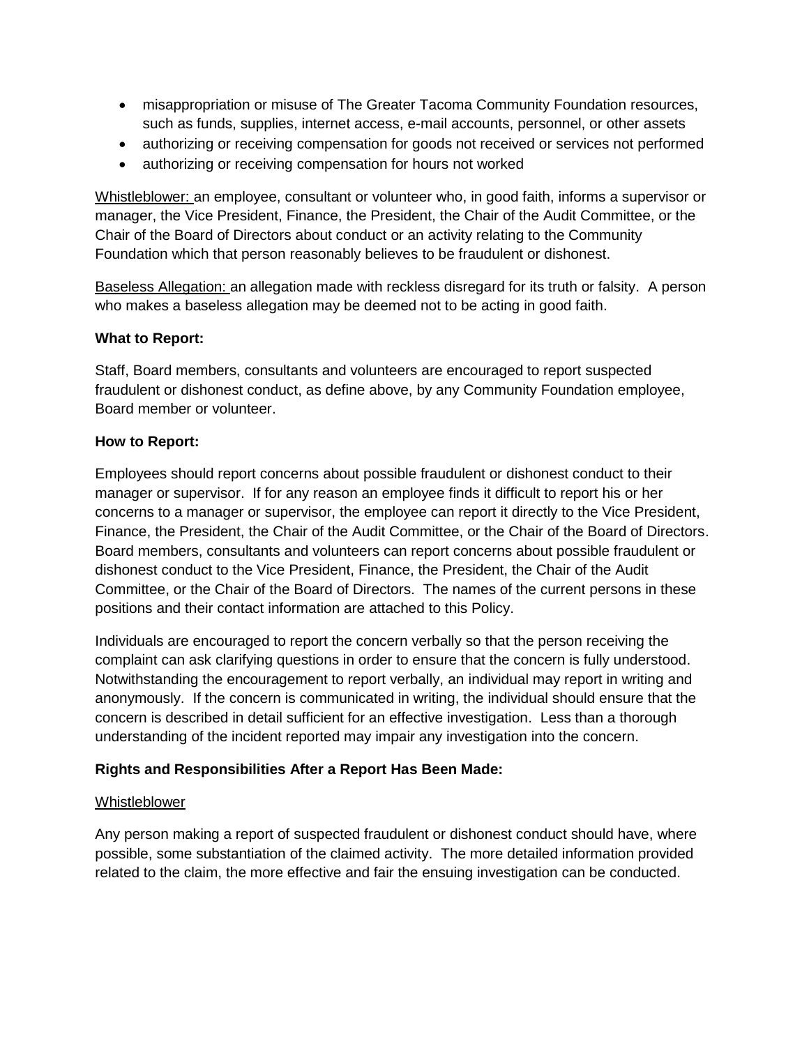- misappropriation or misuse of The Greater Tacoma Community Foundation resources, such as funds, supplies, internet access, e-mail accounts, personnel, or other assets
- authorizing or receiving compensation for goods not received or services not performed
- authorizing or receiving compensation for hours not worked

Whistleblower: an employee, consultant or volunteer who, in good faith, informs a supervisor or manager, the Vice President, Finance, the President, the Chair of the Audit Committee, or the Chair of the Board of Directors about conduct or an activity relating to the Community Foundation which that person reasonably believes to be fraudulent or dishonest.

Baseless Allegation: an allegation made with reckless disregard for its truth or falsity. A person who makes a baseless allegation may be deemed not to be acting in good faith.

**What to Report:**

Staff, Board members, consultants and volunteers are encouraged to report suspected fraudulent or dishonest conduct, as define above, by any Community Foundation employee, Board member or volunteer.

**How to Report:**

Employees should report concerns about possible fraudulent or dishonest conduct to their manager or supervisor. If for any reason an employee finds it difficult to report his or her concerns to a manager or supervisor, the employee can report it directly to the Vice President, Finance, the President, the Chair of the Audit Committee, or the Chair of the Board of Directors. Board members, consultants and volunteers can report concerns about possible fraudulent or dishonest conduct to the Vice President, Finance, the President, the Chair of the Audit Committee, or the Chair of the Board of Directors. The names of the current persons in these positions and their contact information are attached to this Policy.

Individuals are encouraged to report the concern verbally so that the person receiving the complaint can ask clarifying questions in order to ensure that the concern is fully understood. Notwithstanding the encouragement to report verbally, an individual may report in writing and anonymously. If the concern is communicated in writing, the individual should ensure that the concern is described in detail sufficient for an effective investigation. Less than a thorough understanding of the incident reported may impair any investigation into the concern.

**Rights and Responsibilities After a Report Has Been Made:**

Whistleblower

Any person making a report of suspected fraudulent or dishonest conduct should have, where possible, some substantiation of the claimed activity. The more detailed information provided related to the claim, the more effective and fair the ensuing investigation can be conducted.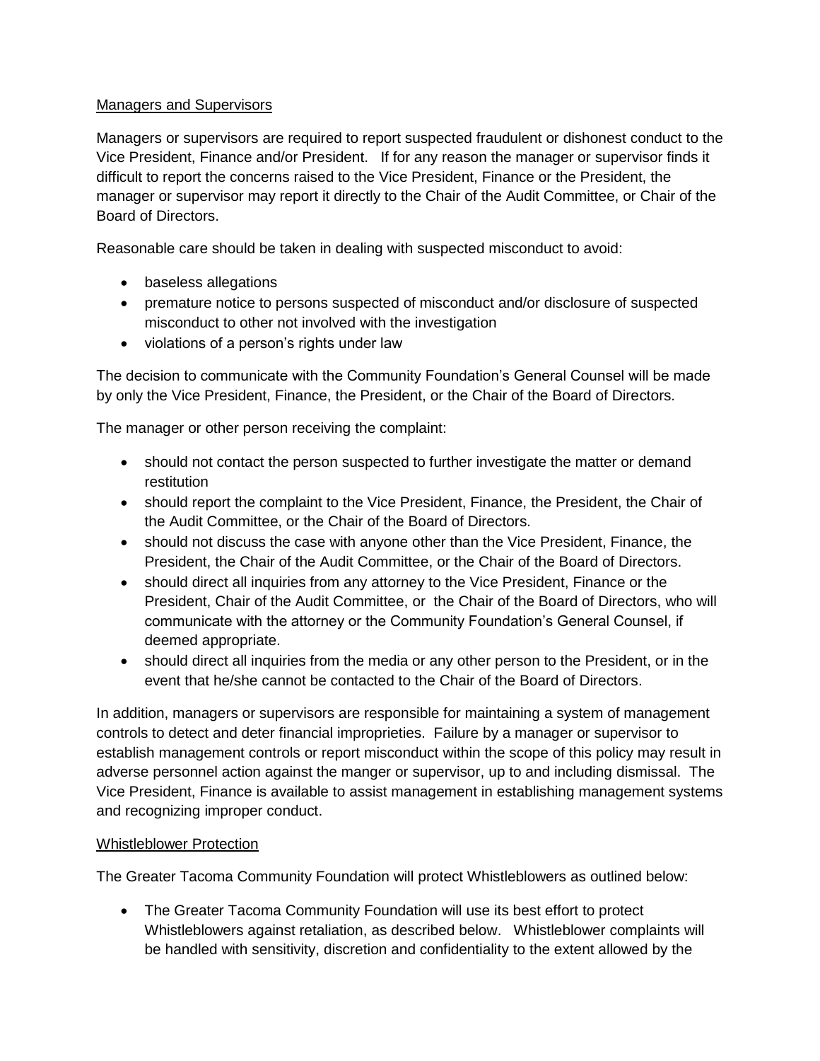Managers and Supervisors

Managers or supervisors are required to report suspected fraudulent or dishonest conduct to the Vice President, Finance and/or President. If for any reason the manager or supervisor finds it difficult to report the concerns raised to the Vice President, Finance or the President, the manager or supervisor may report it directly to the Chair of the Audit Committee, or Chair of the Board of Directors.

Reasonable care should be taken in dealing with suspected misconduct to avoid:

- baseless allegations
- premature notice to persons suspected of misconduct and/or disclosure of suspected misconduct to other not involved with the investigation
- violations of a person's rights under law

The decision to communicate with the Community Foundation's General Counsel will be made by only the Vice President, Finance, the President, or the Chair of the Board of Directors.

The manager or other person receiving the complaint:

- should not contact the person suspected to further investigate the matter or demand restitution
- should report the complaint to the Vice President, Finance, the President, the Chair of the Audit Committee, or the Chair of the Board of Directors.
- should not discuss the case with anyone other than the Vice President, Finance, the President, the Chair of the Audit Committee, or the Chair of the Board of Directors.
- should direct all inquiries from any attorney to the Vice President, Finance or the President, Chair of the Audit Committee, or the Chair of the Board of Directors, who will communicate with the attorney or the Community Foundation's General Counsel, if deemed appropriate.
- should direct all inquiries from the media or any other person to the President, or in the event that he/she cannot be contacted to the Chair of the Board of Directors.

In addition, managers or supervisors are responsible for maintaining a system of management controls to detect and deter financial improprieties. Failure by a manager or supervisor to establish management controls or report misconduct within the scope of this policy may result in adverse personnel action against the manger or supervisor, up to and including dismissal. The Vice President, Finance is available to assist management in establishing management systems and recognizing improper conduct.

Whistleblower Protection

The Greater Tacoma Community Foundation will protect Whistleblowers as outlined below:

- The Greater Tacoma Community Foundation will use its best effort to protect Whistleblowers against retaliation, as described below. Whistleblower complaints will be handled with sensitivity, discretion and confidentiality to the extent allowed by the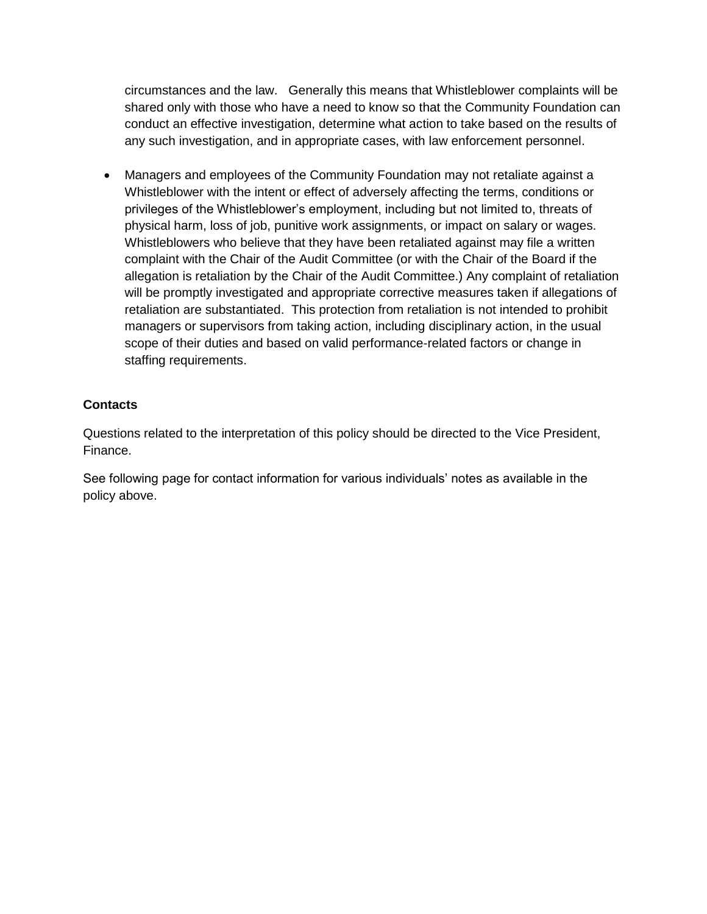circumstances and the law. Generally this means that Whistleblower complaints will be shared only with those who have a need to know so that the Community Foundation can conduct an effective investigation, determine what action to take based on the results of any such investigation, and in appropriate cases, with law enforcement personnel.

- Managers and employees of the Community Foundation may not retaliate against a Whistleblower with the intent or effect of adversely affecting the terms, conditions or privileges of the Whistleblower's employment, including but not limited to, threats of physical harm, loss of job, punitive work assignments, or impact on salary or wages. Whistleblowers who believe that they have been retaliated against may file a written complaint with the Chair of the Audit Committee (or with the Chair of the Board if the allegation is retaliation by the Chair of the Audit Committee.) Any complaint of retaliation will be promptly investigated and appropriate corrective measures taken if allegations of retaliation are substantiated. This protection from retaliation is not intended to prohibit managers or supervisors from taking action, including disciplinary action, in the usual scope of their duties and based on valid performance-related factors or change in staffing requirements.

**Contacts**

Questions related to the interpretation of this policy should be directed to the Vice President, Finance.

See following page for contact information for various individuals' notes as available in the policy above.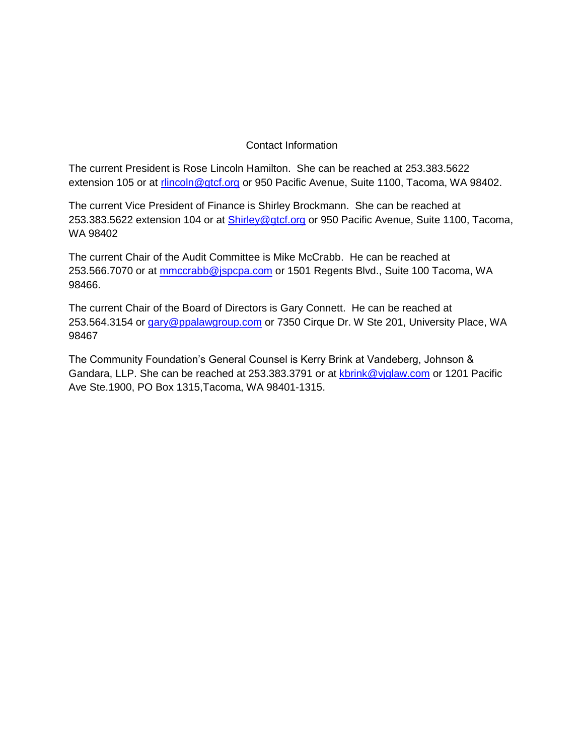## Contact Information

The current President is Rose Lincoln Hamilton.  She can be reached at 253.383.5622 extension 105 or at rlincoln@gtcf.org or 950 Pacific Avenue, Suite 1100, Tacoma, WA 98402.

The current Vice President of Finance is Shirley Brockmann.  She can be reached at 253.383.5622 extension 104 or at Shirley@gtcf.org or 950 Pacific Avenue, Suite 1100, Tacoma, WA 98402

The current Chair of the Audit Committee is Mike McCrabb.  He can be reached at 253.566.7070 or at mmccrabb@jspcpa.com or 1501 Regents Blvd., Suite 100 Tacoma, WA 98466.

The current Chair of the Board of Directors is Gary Connett.  He can be reached at 253.564.3154 or gary@ppalawgroup.com or 7350 Cirque Dr. W Ste 201, University Place, WA 98467

The Community Foundation's General Counsel is Kerry Brink at Vandeberg, Johnson & Gandara, LLP. She can be reached at 253.383.3791 or at kbrink@vjglaw.com or 1201 Pacific Ave Ste.1900, PO Box 1315,Tacoma, WA 98401-1315.